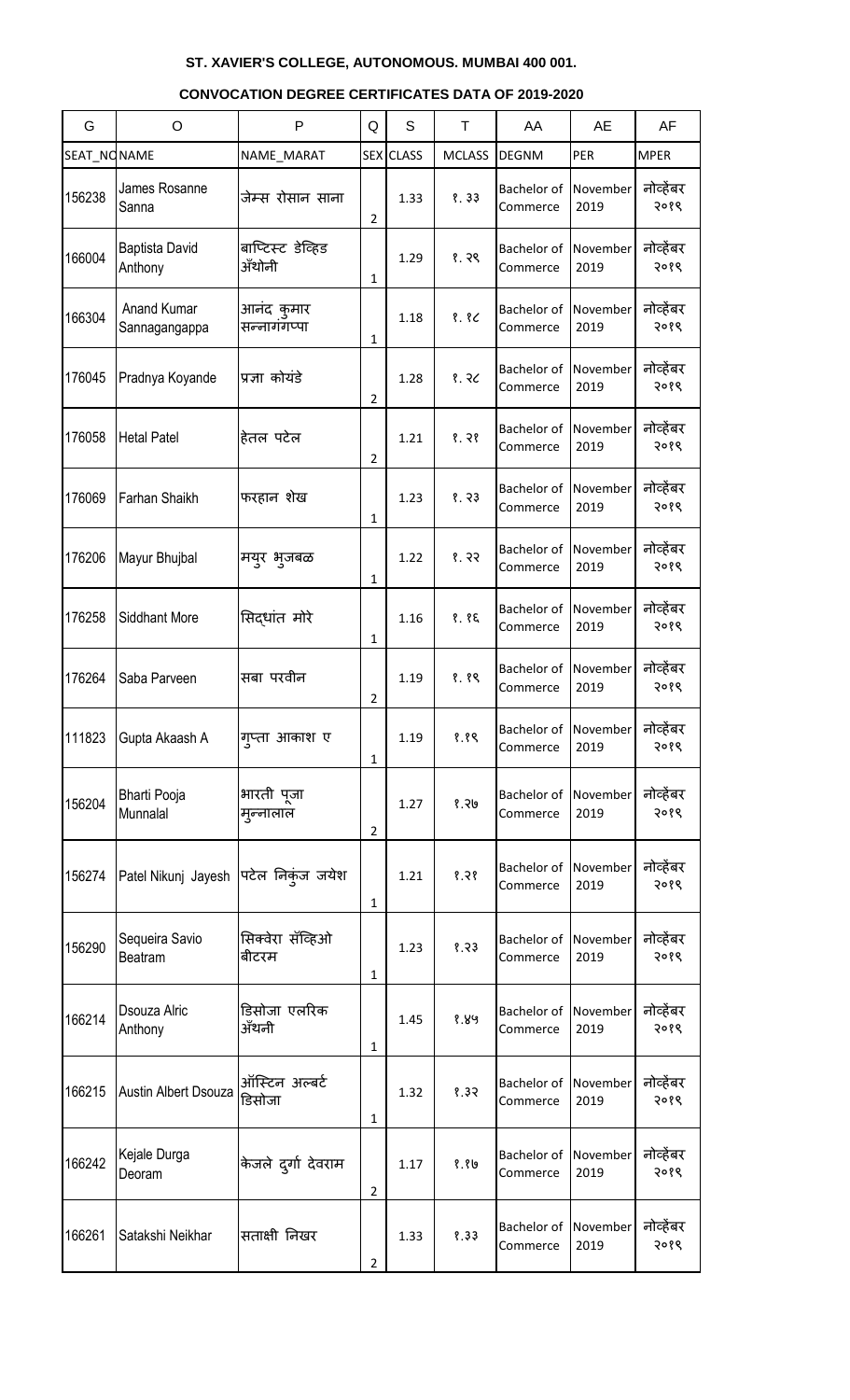**ST. XAVIER'S COLLEGE, AUTONOMOUS. MUMBAI 400 001.**

**CONVOCATION DEGREE CERTIFICATES DATA OF 2019-2020**

| G | O | P | Q | S | T | AA | AE | AF |
|---|---|---|---|---|---|---|---|---|
| SEAT_NO | NAME | NAME_MARAT | SEX | CLASS | MCLASS | DEGNM | PER | MPER |
| 156238 | James Rosanne Sanna | जेम्स रोसान साना | 2 | 1.33 | १.३३ | Bachelor of Commerce | November 2019 | नोव्हेंबर २०१९ |
| 166004 | Baptista David Anthony | बाप्टिस्ट डेव्हिड अँथोनी | 1 | 1.29 | १.२९ | Bachelor of Commerce | November 2019 | नोव्हेंबर २०१९ |
| 166304 | Anand Kumar Sannagangappa | आनंद कुमार सन्नागंगप्पा | 1 | 1.18 | १.१८ | Bachelor of Commerce | November 2019 | नोव्हेंबर २०१९ |
| 176045 | Pradnya Koyande | प्रज्ञा कोयंडे | 2 | 1.28 | १.२८ | Bachelor of Commerce | November 2019 | नोव्हेंबर २०१९ |
| 176058 | Hetal Patel | हेतल पटेल | 2 | 1.21 | १.२१ | Bachelor of Commerce | November 2019 | नोव्हेंबर २०१९ |
| 176069 | Farhan Shaikh | फरहान शेख | 1 | 1.23 | १.२३ | Bachelor of Commerce | November 2019 | नोव्हेंबर २०१९ |
| 176206 | Mayur Bhujbal | मयुर भुजबळ | 1 | 1.22 | १.२२ | Bachelor of Commerce | November 2019 | नोव्हेंबर २०१९ |
| 176258 | Siddhant More | सिद्धांत मोरे | 1 | 1.16 | १.१६ | Bachelor of Commerce | November 2019 | नोव्हेंबर २०१९ |
| 176264 | Saba Parveen | सबा परवीन | 2 | 1.19 | १.१९ | Bachelor of Commerce | November 2019 | नोव्हेंबर २०१९ |
| 111823 | Gupta Akaash A | गुप्ता आकाश ए | 1 | 1.19 | १.१९ | Bachelor of Commerce | November 2019 | नोव्हेंबर २०१९ |
| 156204 | Bharti Pooja Munnalal | भारती पूजा मुन्नालाल | 2 | 1.27 | १.२७ | Bachelor of Commerce | November 2019 | नोव्हेंबर २०१९ |
| 156274 | Patel Nikunj Jayesh | पटेल निकुंज जयेश | 1 | 1.21 | १.२१ | Bachelor of Commerce | November 2019 | नोव्हेंबर २०१९ |
| 156290 | Sequeira Savio Beatram | सिक्वेरा सॅव्हिओ बीटरम | 1 | 1.23 | १.२३ | Bachelor of Commerce | November 2019 | नोव्हेंबर २०१९ |
| 166214 | Dsouza Alric Anthony | डिसोजा एलरिक अँथनी | 1 | 1.45 | १.४५ | Bachelor of Commerce | November 2019 | नोव्हेंबर २०१९ |
| 166215 | Austin Albert Dsouza | ऑस्टिन अल्बर्ट डिसोजा | 1 | 1.32 | १.३२ | Bachelor of Commerce | November 2019 | नोव्हेंबर २०१९ |
| 166242 | Kejale Durga Deoram | केजले दुर्गा देवराम | 2 | 1.17 | १.१७ | Bachelor of Commerce | November 2019 | नोव्हेंबर २०१९ |
| 166261 | Satakshi Neikhar | सताक्षी निखर | 2 | 1.33 | १.३३ | Bachelor of Commerce | November 2019 | नोव्हेंबर २०१९ |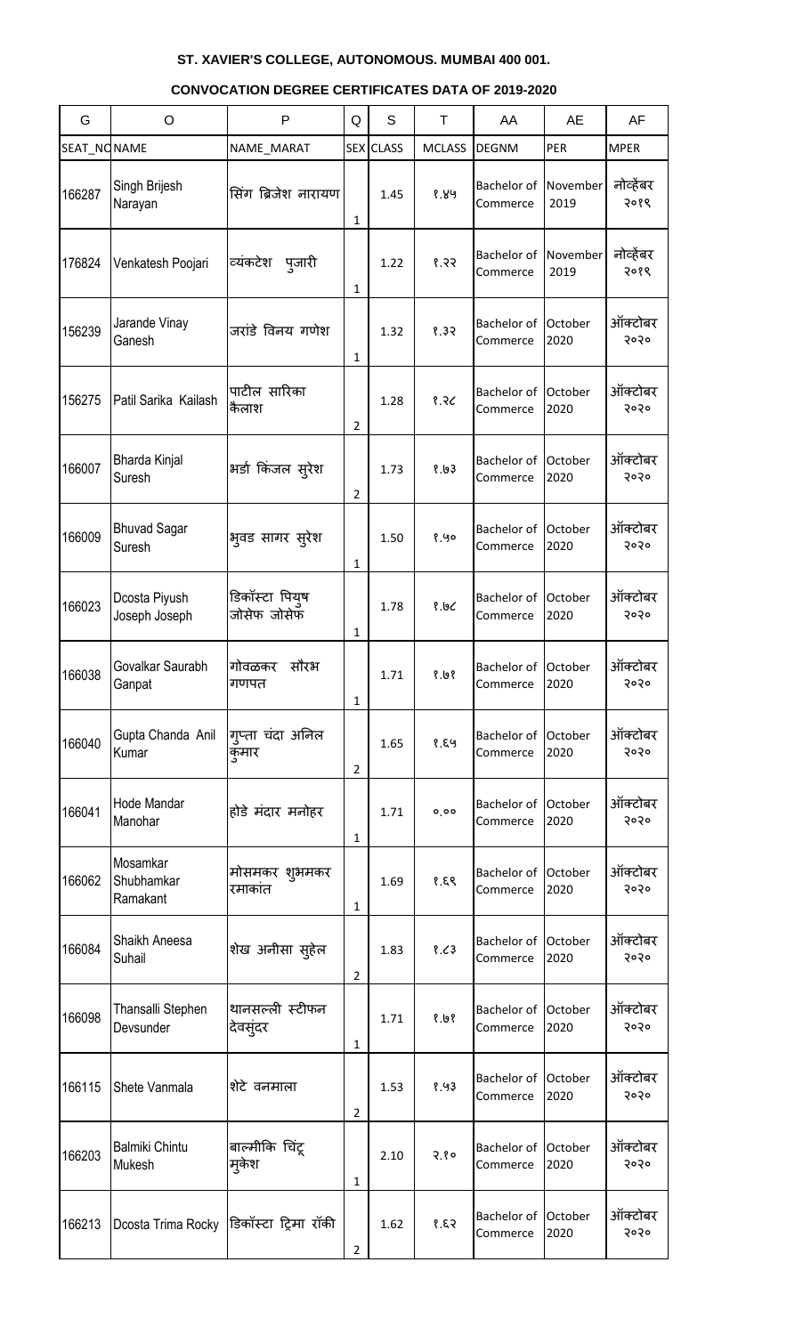## ST. XAVIER'S COLLEGE, AUTONOMOUS. MUMBAI 400 001.

### CONVOCATION DEGREE CERTIFICATES DATA OF 2019-2020

| G | O | P | Q | S | T | AA | AE | AF |
|---|---|---|---|---|---|---|---|---|
| SEAT_NO | NAME | NAME_MARAT | SEX | CLASS | MCLASS | DEGNM | PER | MPER |
| 166287 | Singh Brijesh Narayan | सिंग ब्रिजेश नारायण | 1 | 1.45 | १.४५ | Bachelor of Commerce | November 2019 | नोव्हेंबर २०१९ |
| 176824 | Venkatesh Poojari | व्यंकटेश पुजारी | 1 | 1.22 | १.२२ | Bachelor of Commerce | November 2019 | नोव्हेंबर २०१९ |
| 156239 | Jarande Vinay Ganesh | जरांडे विनय गणेश | 1 | 1.32 | १.३२ | Bachelor of Commerce | October 2020 | ऑक्टोबर २०२० |
| 156275 | Patil Sarika Kailash | पाटील सारिका कैलाश | 2 | 1.28 | १.२८ | Bachelor of Commerce | October 2020 | ऑक्टोबर २०२० |
| 166007 | Bharda Kinjal Suresh | भर्डा किंजल सुरेश | 2 | 1.73 | १.७३ | Bachelor of Commerce | October 2020 | ऑक्टोबर २०२० |
| 166009 | Bhuvad Sagar Suresh | भुवड सागर सुरेश | 1 | 1.50 | १.५० | Bachelor of Commerce | October 2020 | ऑक्टोबर २०२० |
| 166023 | Dcosta Piyush Joseph Joseph | डिकॉस्टा पियुष जोसेफ जोसेफ | 1 | 1.78 | १.७८ | Bachelor of Commerce | October 2020 | ऑक्टोबर २०२० |
| 166038 | Govalkar Saurabh Ganpat | गोवळकर सौरभ गणपत | 1 | 1.71 | १.७१ | Bachelor of Commerce | October 2020 | ऑक्टोबर २०२० |
| 166040 | Gupta Chanda Anil Kumar | गुप्ता चंदा अनिल कुमार | 2 | 1.65 | १.६५ | Bachelor of Commerce | October 2020 | ऑक्टोबर २०२० |
| 166041 | Hode Mandar Manohar | होडे मंदार मनोहर | 1 | 1.71 | ०.०० | Bachelor of Commerce | October 2020 | ऑक्टोबर २०२० |
| 166062 | Mosamkar Shubhamkar Ramakant | मोसमकर शुभमकर रमाकांत | 1 | 1.69 | १.६९ | Bachelor of Commerce | October 2020 | ऑक्टोबर २०२० |
| 166084 | Shaikh Aneesa Suhail | शेख अनीसा सुहेल | 2 | 1.83 | १.८३ | Bachelor of Commerce | October 2020 | ऑक्टोबर २०२० |
| 166098 | Thansalli Stephen Devsunder | थानसल्ली स्टीफन देवसुंदर | 1 | 1.71 | १.७१ | Bachelor of Commerce | October 2020 | ऑक्टोबर २०२० |
| 166115 | Shete Vanmala | शेटे वनमाला | 2 | 1.53 | १.५३ | Bachelor of Commerce | October 2020 | ऑक्टोबर २०२० |
| 166203 | Balmiki Chintu Mukesh | बाल्मीकि चिंटू मुकेश | 1 | 2.10 | २.१० | Bachelor of Commerce | October 2020 | ऑक्टोबर २०२० |
| 166213 | Dcosta Trima Rocky | डिकॉस्टा ट्रिमा रॉकी | 2 | 1.62 | १.६२ | Bachelor of Commerce | October 2020 | ऑक्टोबर २०२० |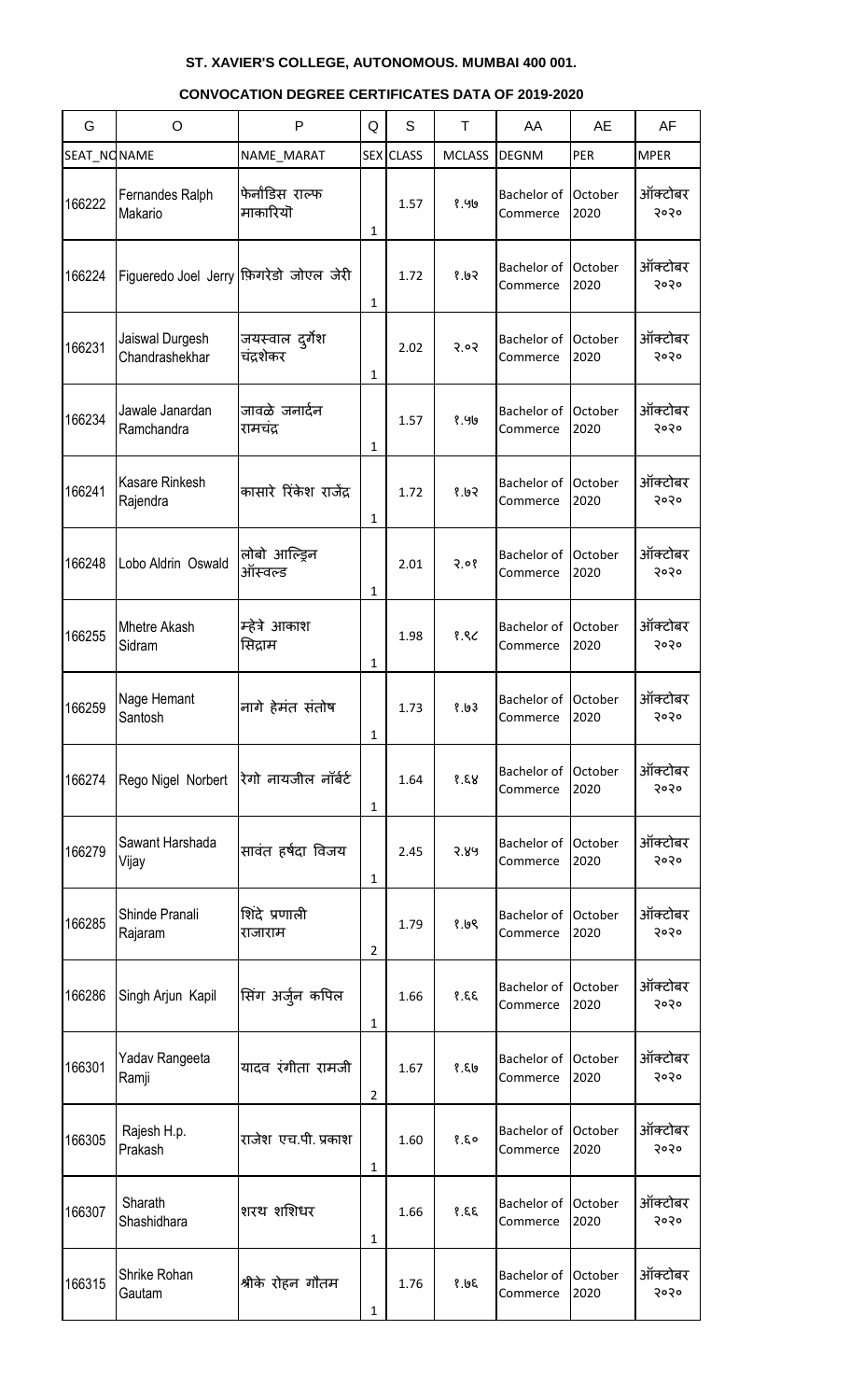**ST. XAVIER'S COLLEGE, AUTONOMOUS. MUMBAI 400 001.**

**CONVOCATION DEGREE CERTIFICATES DATA OF 2019-2020**

| G | O | P | Q | S | T | AA | AE | AF |
|---|---|---|---|---|---|---|---|---|
| SEAT_NO | NAME | NAME_MARAT | SEX | CLASS | MCLASS | DEGNM | PER | MPER |
| 166222 | Fernandes Ralph Makario | फेर्नांडिस राल्फ माकारियो | 1 | 1.57 | १.५७ | Bachelor of Commerce | October 2020 | ऑक्टोबर २०२० |
| 166224 | Figueredo Joel Jerry | फिगरेडो जोएल जेरी | 1 | 1.72 | १.७२ | Bachelor of Commerce | October 2020 | ऑक्टोबर २०२० |
| 166231 | Jaiswal Durgesh Chandrashekhar | जयस्वाल दुर्गेश चंद्रशेकर | 1 | 2.02 | २.०२ | Bachelor of Commerce | October 2020 | ऑक्टोबर २०२० |
| 166234 | Jawale Janardan Ramchandra | जावळे जनार्दन रामचंद्र | 1 | 1.57 | १.५७ | Bachelor of Commerce | October 2020 | ऑक्टोबर २०२० |
| 166241 | Kasare Rinkesh Rajendra | कासारे रिंकेश राजेंद्र | 1 | 1.72 | १.७२ | Bachelor of Commerce | October 2020 | ऑक्टोबर २०२० |
| 166248 | Lobo Aldrin Oswald | लोबो आल्ड्रिन ऑस्वल्ड | 1 | 2.01 | २.०१ | Bachelor of Commerce | October 2020 | ऑक्टोबर २०२० |
| 166255 | Mhetre Akash Sidram | म्हेत्रे आकाश सिद्राम | 1 | 1.98 | १.९८ | Bachelor of Commerce | October 2020 | ऑक्टोबर २०२० |
| 166259 | Nage Hemant Santosh | नागे हेमंत संतोष | 1 | 1.73 | १.७३ | Bachelor of Commerce | October 2020 | ऑक्टोबर २०२० |
| 166274 | Rego Nigel Norbert | रेगो नायजील नॉर्बर्ट | 1 | 1.64 | १.६४ | Bachelor of Commerce | October 2020 | ऑक्टोबर २०२० |
| 166279 | Sawant Harshada Vijay | सावंत हर्षदा विजय | 1 | 2.45 | २.४५ | Bachelor of Commerce | October 2020 | ऑक्टोबर २०२० |
| 166285 | Shinde Pranali Rajaram | शिंदे प्रणाली राजाराम | 2 | 1.79 | १.७९ | Bachelor of Commerce | October 2020 | ऑक्टोबर २०२० |
| 166286 | Singh Arjun Kapil | सिंग अर्जुन कपिल | 1 | 1.66 | १.६६ | Bachelor of Commerce | October 2020 | ऑक्टोबर २०२० |
| 166301 | Yadav Rangeeta Ramji | यादव रंगीता रामजी | 2 | 1.67 | १.६७ | Bachelor of Commerce | October 2020 | ऑक्टोबर २०२० |
| 166305 | Rajesh H.p. Prakash | राजेश एच.पी. प्रकाश | 1 | 1.60 | १.६० | Bachelor of Commerce | October 2020 | ऑक्टोबर २०२० |
| 166307 | Sharath Shashidhara | शरथ शशिधर | 1 | 1.66 | १.६६ | Bachelor of Commerce | October 2020 | ऑक्टोबर २०२० |
| 166315 | Shrike Rohan Gautam | श्रीके रोहन गौतम | 1 | 1.76 | १.७६ | Bachelor of Commerce | October 2020 | ऑक्टोबर २०२० |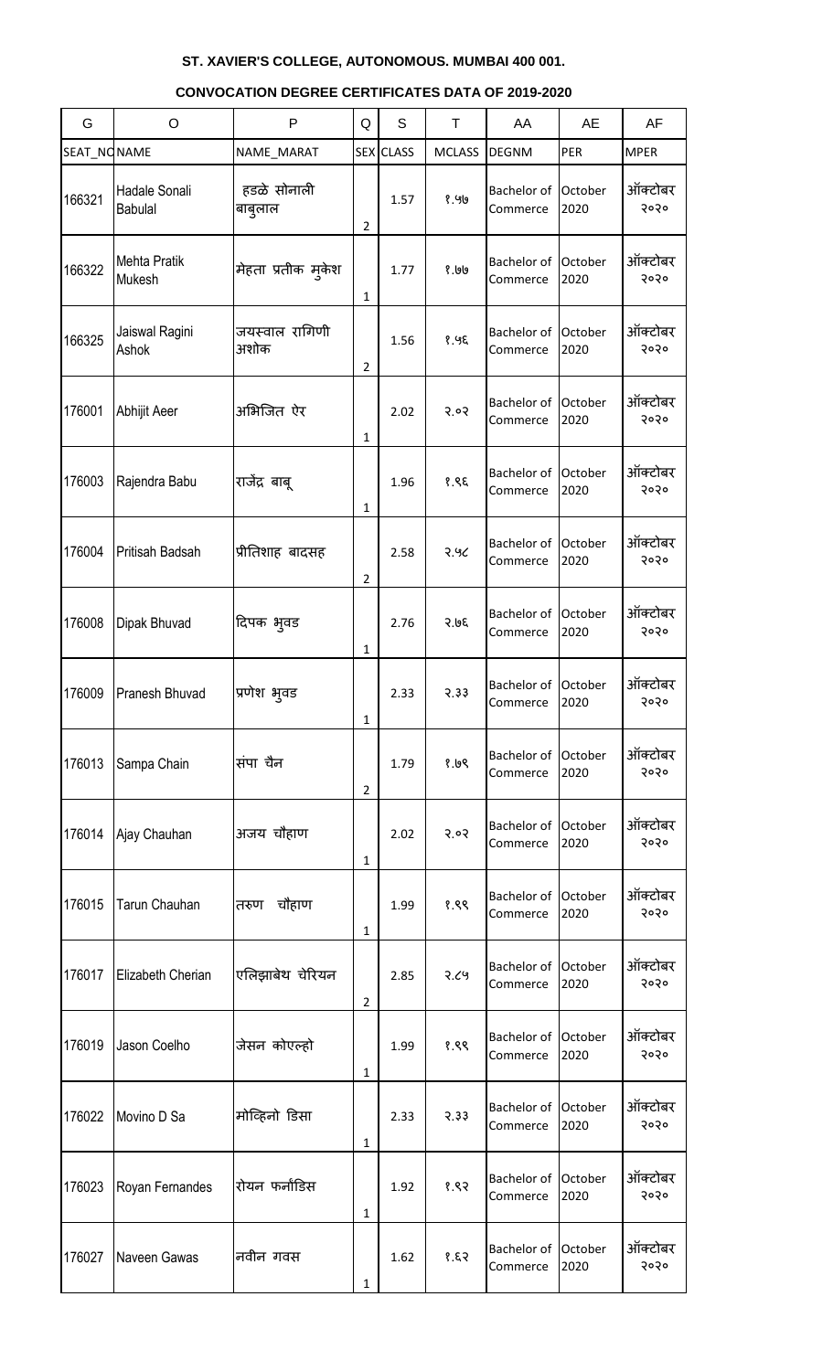**ST. XAVIER'S COLLEGE, AUTONOMOUS. MUMBAI 400 001.**

**CONVOCATION DEGREE CERTIFICATES DATA OF 2019-2020**

| G | O | P | Q | S | T | AA | AE | AF |
|---|---|---|---|---|---|---|---|---|
| SEAT_NO | NAME | NAME_MARAT | SEX | CLASS | MCLASS | DEGNM | PER | MPER |
| 166321 | Hadale Sonali Babulal | हडळे सोनाली बाबुलाल | 2 | 1.57 | १.५७ | Bachelor of Commerce | October 2020 | ऑक्टोबर २०२० |
| 166322 | Mehta Pratik Mukesh | मेहता प्रतीक मुकेश | 1 | 1.77 | १.७७ | Bachelor of Commerce | October 2020 | ऑक्टोबर २०२० |
| 166325 | Jaiswal Ragini Ashok | जयस्वाल रागिणी अशोक | 2 | 1.56 | १.५६ | Bachelor of Commerce | October 2020 | ऑक्टोबर २०२० |
| 176001 | Abhijit Aeer | अभिजित ऐर | 1 | 2.02 | २.०२ | Bachelor of Commerce | October 2020 | ऑक्टोबर २०२० |
| 176003 | Rajendra Babu | राजेंद्र बाबू | 1 | 1.96 | १.९६ | Bachelor of Commerce | October 2020 | ऑक्टोबर २०२० |
| 176004 | Pritisah Badsah | प्रीतिशाह बादसह | 2 | 2.58 | २.५८ | Bachelor of Commerce | October 2020 | ऑक्टोबर २०२० |
| 176008 | Dipak Bhuvad | दिपक भुवड | 1 | 2.76 | २.७६ | Bachelor of Commerce | October 2020 | ऑक्टोबर २०२० |
| 176009 | Pranesh Bhuvad | प्रणेश भुवड | 1 | 2.33 | २.३३ | Bachelor of Commerce | October 2020 | ऑक्टोबर २०२० |
| 176013 | Sampa Chain | संपा चैन | 2 | 1.79 | १.७९ | Bachelor of Commerce | October 2020 | ऑक्टोबर २०२० |
| 176014 | Ajay Chauhan | अजय चौहाण | 1 | 2.02 | २.०२ | Bachelor of Commerce | October 2020 | ऑक्टोबर २०२० |
| 176015 | Tarun Chauhan | तरुण चौहाण | 1 | 1.99 | १.९९ | Bachelor of Commerce | October 2020 | ऑक्टोबर २०२० |
| 176017 | Elizabeth Cherian | एलिझाबेथ चेरियन | 2 | 2.85 | २.८५ | Bachelor of Commerce | October 2020 | ऑक्टोबर २०२० |
| 176019 | Jason Coelho | जेसन कोएल्हो | 1 | 1.99 | १.९९ | Bachelor of Commerce | October 2020 | ऑक्टोबर २०२० |
| 176022 | Movino D Sa | मोव्हिनो डिसा | 1 | 2.33 | २.३३ | Bachelor of Commerce | October 2020 | ऑक्टोबर २०२० |
| 176023 | Royan Fernandes | रोयन फर्नांडिस | 1 | 1.92 | १.९२ | Bachelor of Commerce | October 2020 | ऑक्टोबर २०२० |
| 176027 | Naveen Gawas | नवीन गवस | 1 | 1.62 | १.६२ | Bachelor of Commerce | October 2020 | ऑक्टोबर २०२० |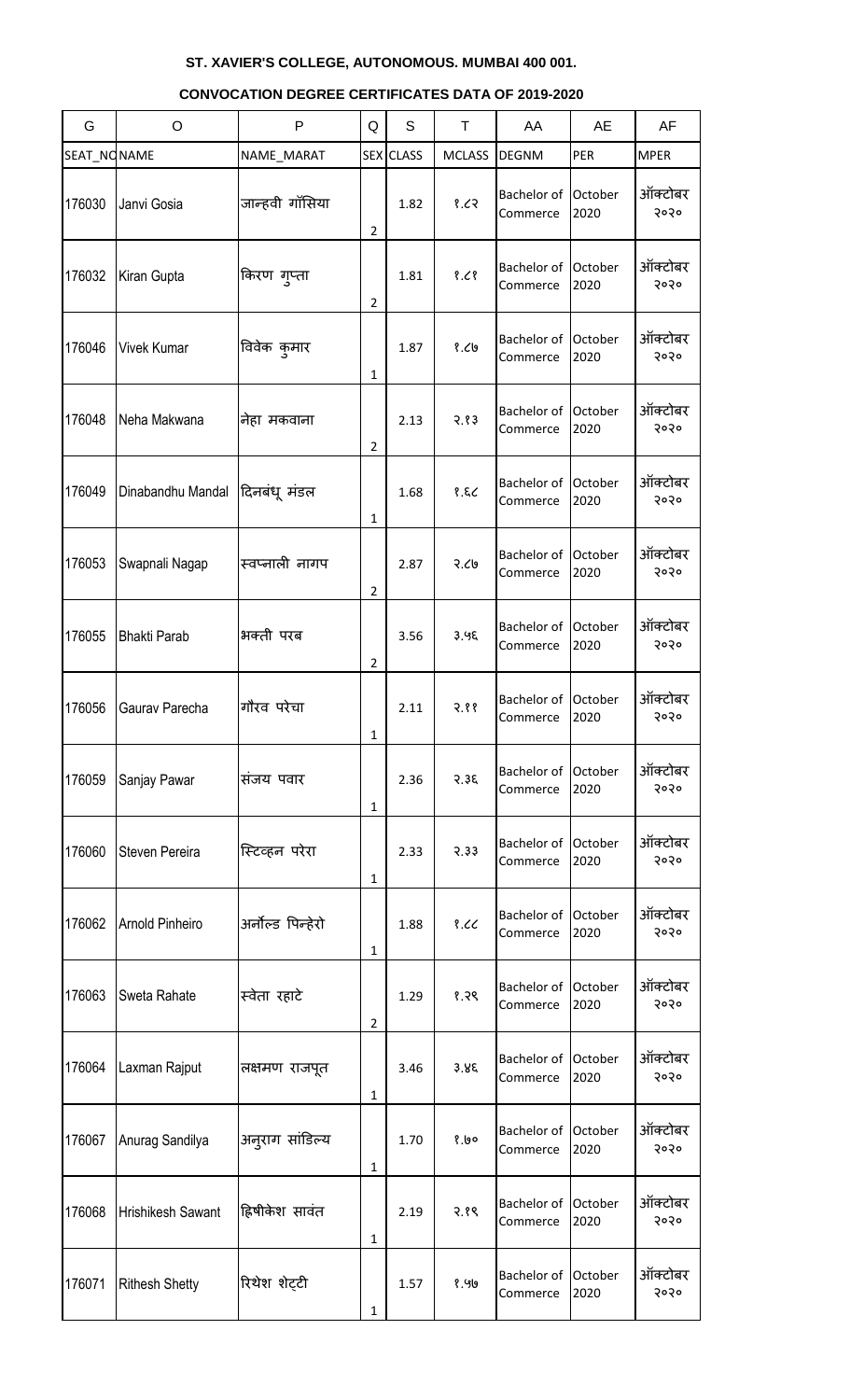**ST. XAVIER'S COLLEGE, AUTONOMOUS. MUMBAI 400 001.**

**CONVOCATION DEGREE CERTIFICATES DATA OF 2019-2020**

| G | O | P | Q | S | T | AA | AE | AF |
|---|---|---|---|---|---|---|---|---|
| SEAT_NO | NAME | NAME_MARAT | SEX | CLASS | MCLASS | DEGNM | PER | MPER |
| 176030 | Janvi Gosia | जान्हवी गॉसिया | 2 | 1.82 | १.८२ | Bachelor of Commerce | October 2020 | ऑक्टोबर २०२० |
| 176032 | Kiran Gupta | किरण गुप्ता | 2 | 1.81 | १.८१ | Bachelor of Commerce | October 2020 | ऑक्टोबर २०२० |
| 176046 | Vivek Kumar | विवेक कुमार | 1 | 1.87 | १.८७ | Bachelor of Commerce | October 2020 | ऑक्टोबर २०२० |
| 176048 | Neha Makwana | नेहा मकवाना | 2 | 2.13 | २.१३ | Bachelor of Commerce | October 2020 | ऑक्टोबर २०२० |
| 176049 | Dinabandhu Mandal | दिनबंधू मंडल | 1 | 1.68 | १.६८ | Bachelor of Commerce | October 2020 | ऑक्टोबर २०२० |
| 176053 | Swapnali Nagap | स्वप्नाली नागप | 2 | 2.87 | २.८७ | Bachelor of Commerce | October 2020 | ऑक्टोबर २०२० |
| 176055 | Bhakti Parab | भक्ती परब | 2 | 3.56 | ३.५६ | Bachelor of Commerce | October 2020 | ऑक्टोबर २०२० |
| 176056 | Gaurav Parecha | गौरव परेचा | 1 | 2.11 | २.११ | Bachelor of Commerce | October 2020 | ऑक्टोबर २०२० |
| 176059 | Sanjay Pawar | संजय पवार | 1 | 2.36 | २.३६ | Bachelor of Commerce | October 2020 | ऑक्टोबर २०२० |
| 176060 | Steven Pereira | स्टिव्हन परेरा | 1 | 2.33 | २.३३ | Bachelor of Commerce | October 2020 | ऑक्टोबर २०२० |
| 176062 | Arnold Pinheiro | अर्नोल्ड पिन्हेरो | 1 | 1.88 | १.८८ | Bachelor of Commerce | October 2020 | ऑक्टोबर २०२० |
| 176063 | Sweta Rahate | स्वेता रहाटे | 2 | 1.29 | १.२९ | Bachelor of Commerce | October 2020 | ऑक्टोबर २०२० |
| 176064 | Laxman Rajput | लक्ष्मण राजपूत | 1 | 3.46 | ३.४६ | Bachelor of Commerce | October 2020 | ऑक्टोबर २०२० |
| 176067 | Anurag Sandilya | अनुराग सांडिल्य | 1 | 1.70 | १.७० | Bachelor of Commerce | October 2020 | ऑक्टोबर २०२० |
| 176068 | Hrishikesh Sawant | ह्रिषीकेश सावंत | 1 | 2.19 | २.१९ | Bachelor of Commerce | October 2020 | ऑक्टोबर २०२० |
| 176071 | Rithesh Shetty | रिथेश शेट्टी | 1 | 1.57 | १.५७ | Bachelor of Commerce | October 2020 | ऑक्टोबर २०२० |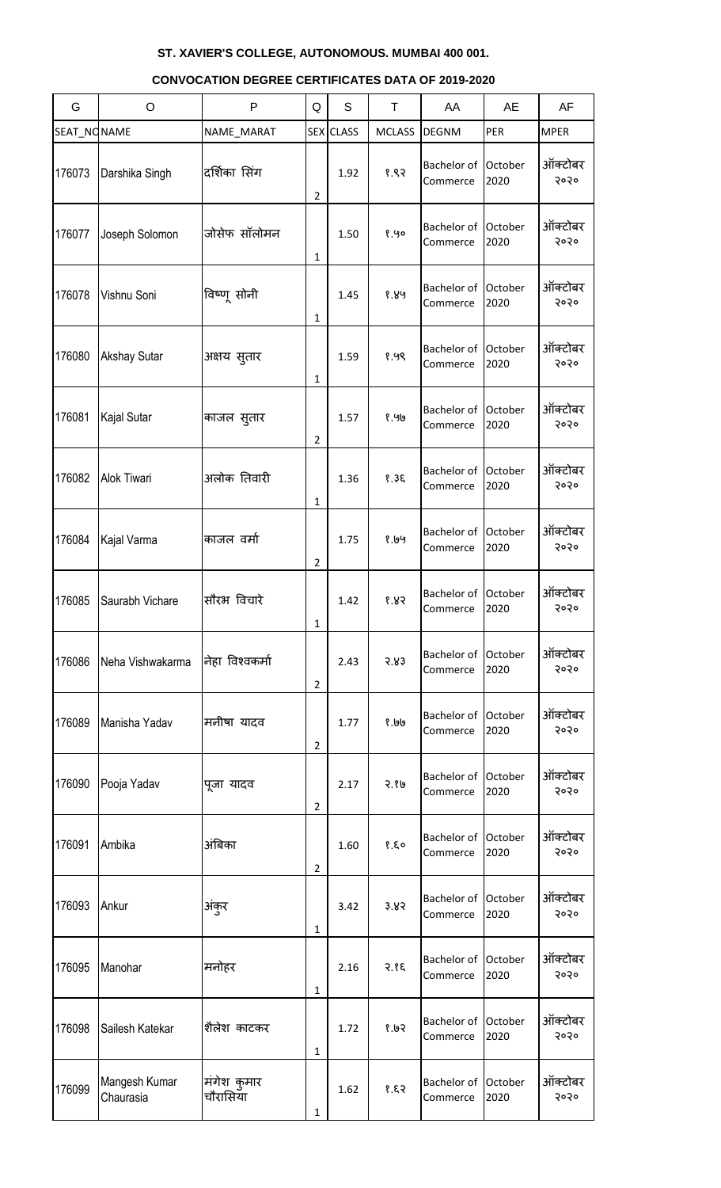**ST. XAVIER'S COLLEGE, AUTONOMOUS. MUMBAI 400 001.**

**CONVOCATION DEGREE CERTIFICATES DATA OF 2019-2020**

| G | O | P | Q | S | T | AA | AE | AF |
|---|---|---|---|---|---|---|---|---|
| SEAT_NO | NAME | NAME_MARAT | SEX | CLASS | MCLASS | DEGNM | PER | MPER |
| 176073 | Darshika Singh | दर्शिका सिंग | 2 | 1.92 | १.९२ | Bachelor of Commerce | October 2020 | ऑक्टोबर २०२० |
| 176077 | Joseph Solomon | जोसेफ सॉलोमन | 1 | 1.50 | १.५० | Bachelor of Commerce | October 2020 | ऑक्टोबर २०२० |
| 176078 | Vishnu Soni | विष्णू सोनी | 1 | 1.45 | १.४५ | Bachelor of Commerce | October 2020 | ऑक्टोबर २०२० |
| 176080 | Akshay Sutar | अक्षय सुतार | 1 | 1.59 | १.५९ | Bachelor of Commerce | October 2020 | ऑक्टोबर २०२० |
| 176081 | Kajal Sutar | काजल सुतार | 2 | 1.57 | १.५७ | Bachelor of Commerce | October 2020 | ऑक्टोबर २०२० |
| 176082 | Alok Tiwari | अलोक तिवारी | 1 | 1.36 | १.३६ | Bachelor of Commerce | October 2020 | ऑक्टोबर २०२० |
| 176084 | Kajal Varma | काजल वर्मा | 2 | 1.75 | १.७५ | Bachelor of Commerce | October 2020 | ऑक्टोबर २०२० |
| 176085 | Saurabh Vichare | सौरभ विचारे | 1 | 1.42 | १.४२ | Bachelor of Commerce | October 2020 | ऑक्टोबर २०२० |
| 176086 | Neha Vishwakarma | नेहा विश्वकर्मा | 2 | 2.43 | २.४३ | Bachelor of Commerce | October 2020 | ऑक्टोबर २०२० |
| 176089 | Manisha Yadav | मनीषा यादव | 2 | 1.77 | १.७७ | Bachelor of Commerce | October 2020 | ऑक्टोबर २०२० |
| 176090 | Pooja Yadav | पूजा यादव | 2 | 2.17 | २.१७ | Bachelor of Commerce | October 2020 | ऑक्टोबर २०२० |
| 176091 | Ambika | अंबिका | 2 | 1.60 | १.६० | Bachelor of Commerce | October 2020 | ऑक्टोबर २०२० |
| 176093 | Ankur | अंकुर | 1 | 3.42 | ३.४२ | Bachelor of Commerce | October 2020 | ऑक्टोबर २०२० |
| 176095 | Manohar | मनोहर | 1 | 2.16 | २.१६ | Bachelor of Commerce | October 2020 | ऑक्टोबर २०२० |
| 176098 | Sailesh Katekar | शैलेश काटकर | 1 | 1.72 | १.७२ | Bachelor of Commerce | October 2020 | ऑक्टोबर २०२० |
| 176099 | Mangesh Kumar Chaurasia | मंगेश कुमार चौरासिया | 1 | 1.62 | १.६२ | Bachelor of Commerce | October 2020 | ऑक्टोबर २०२० |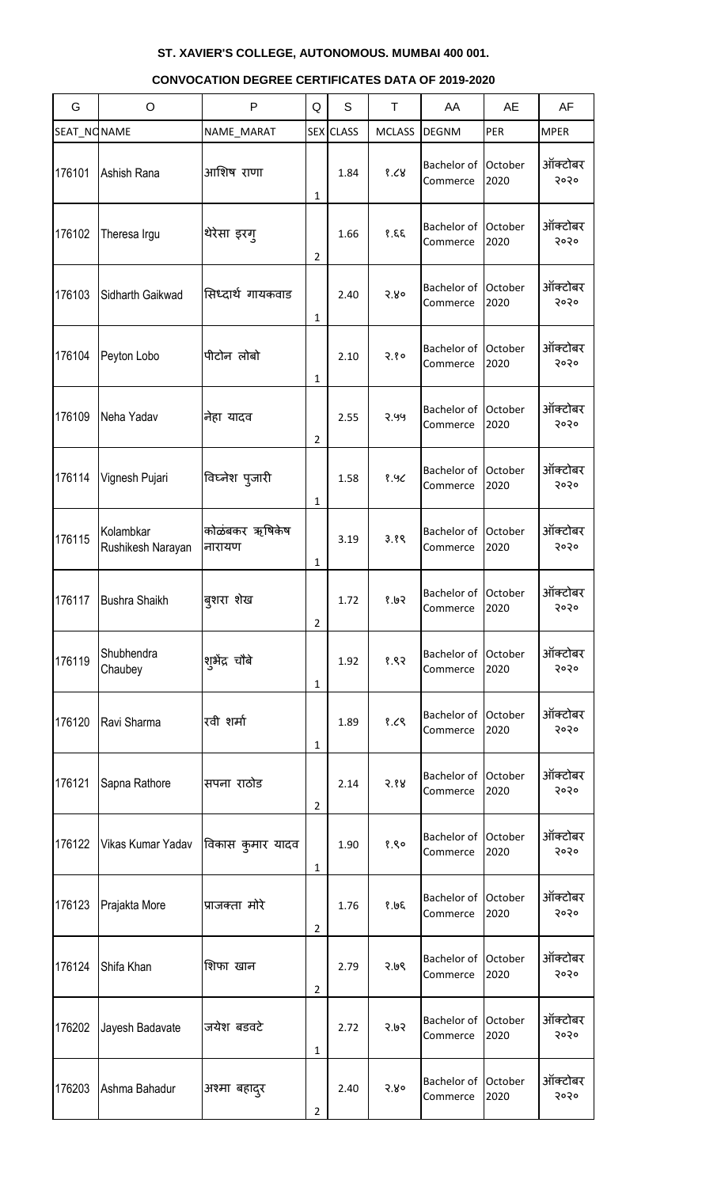**ST. XAVIER'S COLLEGE, AUTONOMOUS. MUMBAI 400 001.**

**CONVOCATION DEGREE CERTIFICATES DATA OF 2019-2020**

| G | O | P | Q | S | T | AA | AE | AF |
|---|---|---|---|---|---|---|---|---|
| SEAT_NO | NAME | NAME_MARAT | SEX | CLASS | MCLASS | DEGNM | PER | MPER |
| 176101 | Ashish Rana | आशिष राणा | 1 | 1.84 | १.८४ | Bachelor of Commerce | October 2020 | ऑक्टोबर २०२० |
| 176102 | Theresa Irgu | थेरेसा इरगु | 2 | 1.66 | १.६६ | Bachelor of Commerce | October 2020 | ऑक्टोबर २०२० |
| 176103 | Sidharth Gaikwad | सिध्दार्थ गायकवाड | 1 | 2.40 | २.४० | Bachelor of Commerce | October 2020 | ऑक्टोबर २०२० |
| 176104 | Peyton Lobo | पीटोन लोबो | 1 | 2.10 | २.१० | Bachelor of Commerce | October 2020 | ऑक्टोबर २०२० |
| 176109 | Neha Yadav | नेहा यादव | 2 | 2.55 | २.५५ | Bachelor of Commerce | October 2020 | ऑक्टोबर २०२० |
| 176114 | Vignesh Pujari | विघ्नेश पुजारी | 1 | 1.58 | १.५८ | Bachelor of Commerce | October 2020 | ऑक्टोबर २०२० |
| 176115 | Kolambkar Rushikesh Narayan | कोळंबकर ऋषिकेष नारायण | 1 | 3.19 | ३.१९ | Bachelor of Commerce | October 2020 | ऑक्टोबर २०२० |
| 176117 | Bushra Shaikh | बुशरा शेख | 2 | 1.72 | १.७२ | Bachelor of Commerce | October 2020 | ऑक्टोबर २०२० |
| 176119 | Shubhendra Chaubey | शुभेंद्र चौबे | 1 | 1.92 | १.९२ | Bachelor of Commerce | October 2020 | ऑक्टोबर २०२० |
| 176120 | Ravi Sharma | रवी शर्मा | 1 | 1.89 | १.८९ | Bachelor of Commerce | October 2020 | ऑक्टोबर २०२० |
| 176121 | Sapna Rathore | सपना राठोड | 2 | 2.14 | २.१४ | Bachelor of Commerce | October 2020 | ऑक्टोबर २०२० |
| 176122 | Vikas Kumar Yadav | विकास कुमार यादव | 1 | 1.90 | १.९० | Bachelor of Commerce | October 2020 | ऑक्टोबर २०२० |
| 176123 | Prajakta More | प्राजक्ता मोरे | 2 | 1.76 | १.७६ | Bachelor of Commerce | October 2020 | ऑक्टोबर २०२० |
| 176124 | Shifa Khan | शिफा खान | 2 | 2.79 | २.७९ | Bachelor of Commerce | October 2020 | ऑक्टोबर २०२० |
| 176202 | Jayesh Badavate | जयेश बडवटे | 1 | 2.72 | २.७२ | Bachelor of Commerce | October 2020 | ऑक्टोबर २०२० |
| 176203 | Ashma Bahadur | अश्मा बहादुर | 2 | 2.40 | २.४० | Bachelor of Commerce | October 2020 | ऑक्टोबर २०२० |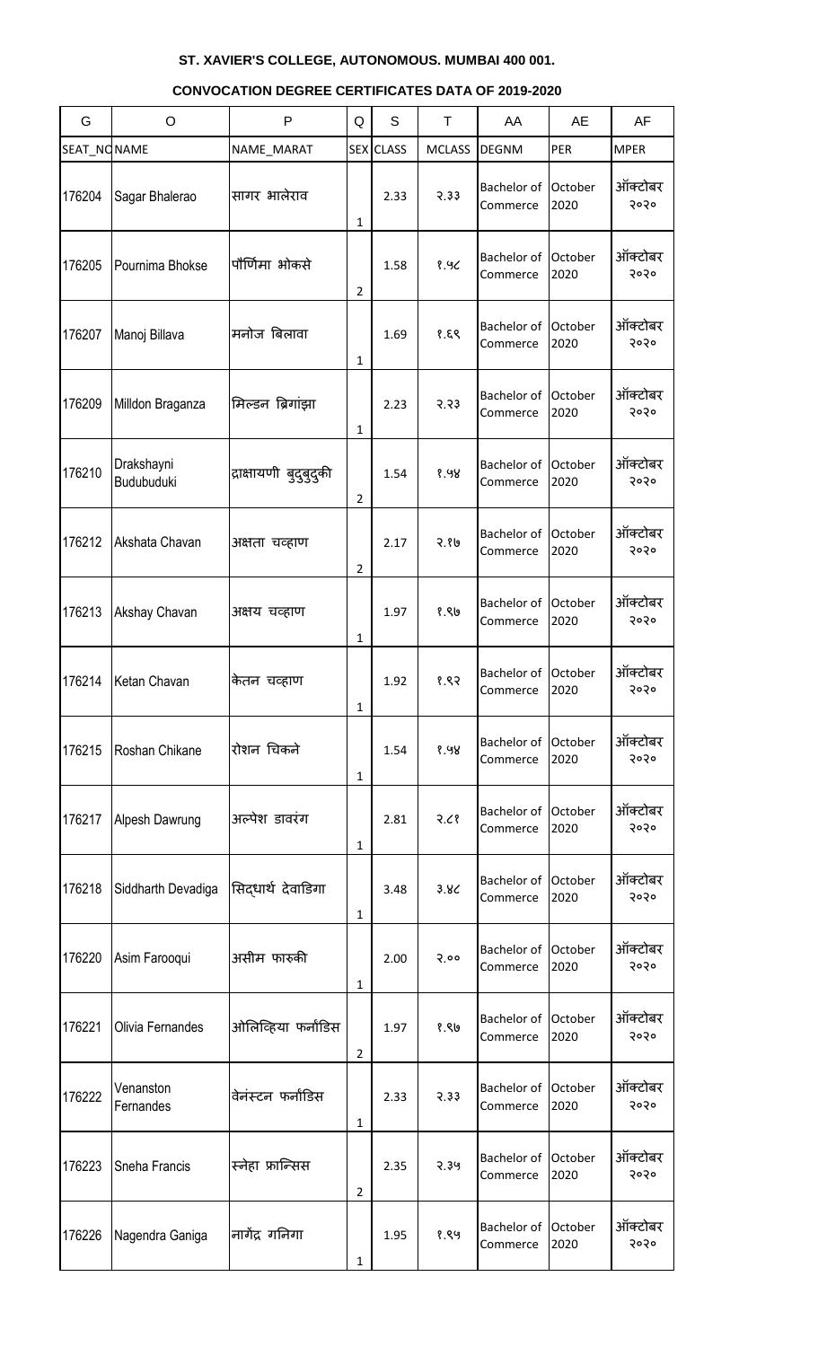**ST. XAVIER'S COLLEGE, AUTONOMOUS. MUMBAI 400 001.**

**CONVOCATION DEGREE CERTIFICATES DATA OF 2019-2020**

| G | O | P | Q | S | T | AA | AE | AF |
|---|---|---|---|---|---|---|---|---|
| SEAT_NO | NAME | NAME_MARAT | SEX | CLASS | MCLASS | DEGNM | PER | MPER |
| 176204 | Sagar Bhalerao | सागर भालेराव | 1 | 2.33 | २.३३ | Bachelor of Commerce | October 2020 | ऑक्टोबर २०२० |
| 176205 | Pournima Bhokse | पौर्णिमा भोकसे | 2 | 1.58 | १.५८ | Bachelor of Commerce | October 2020 | ऑक्टोबर २०२० |
| 176207 | Manoj Billava | मनोज बिलावा | 1 | 1.69 | १.६९ | Bachelor of Commerce | October 2020 | ऑक्टोबर २०२० |
| 176209 | Milldon Braganza | मिल्डन ब्रिगांझा | 1 | 2.23 | २.२३ | Bachelor of Commerce | October 2020 | ऑक्टोबर २०२० |
| 176210 | Drakshayni Budubuduki | द्राक्षायणी बुदुबुदुकी | 2 | 1.54 | १.५४ | Bachelor of Commerce | October 2020 | ऑक्टोबर २०२० |
| 176212 | Akshata Chavan | अक्षता चव्हाण | 2 | 2.17 | २.१७ | Bachelor of Commerce | October 2020 | ऑक्टोबर २०२० |
| 176213 | Akshay Chavan | अक्षय चव्हाण | 1 | 1.97 | १.९७ | Bachelor of Commerce | October 2020 | ऑक्टोबर २०२० |
| 176214 | Ketan Chavan | केतन चव्हाण | 1 | 1.92 | १.९२ | Bachelor of Commerce | October 2020 | ऑक्टोबर २०२० |
| 176215 | Roshan Chikane | रोशन चिकने | 1 | 1.54 | १.५४ | Bachelor of Commerce | October 2020 | ऑक्टोबर २०२० |
| 176217 | Alpesh Dawrung | अल्पेश डावरंग | 1 | 2.81 | २.८१ | Bachelor of Commerce | October 2020 | ऑक्टोबर २०२० |
| 176218 | Siddharth Devadiga | सिद्धार्थ देवाडिगा | 1 | 3.48 | ३.४८ | Bachelor of Commerce | October 2020 | ऑक्टोबर २०२० |
| 176220 | Asim Farooqui | असीम फारुकी | 1 | 2.00 | २.०० | Bachelor of Commerce | October 2020 | ऑक्टोबर २०२० |
| 176221 | Olivia Fernandes | ओलिव्हिया फर्नांडिस | 2 | 1.97 | १.९७ | Bachelor of Commerce | October 2020 | ऑक्टोबर २०२० |
| 176222 | Venanston Fernandes | वेनंस्टन फर्नांडिस | 1 | 2.33 | २.३३ | Bachelor of Commerce | October 2020 | ऑक्टोबर २०२० |
| 176223 | Sneha Francis | स्नेहा फ्रान्सिस | 2 | 2.35 | २.३५ | Bachelor of Commerce | October 2020 | ऑक्टोबर २०२० |
| 176226 | Nagendra Ganiga | नागेंद्र गनिगा | 1 | 1.95 | १.९५ | Bachelor of Commerce | October 2020 | ऑक्टोबर २०२० |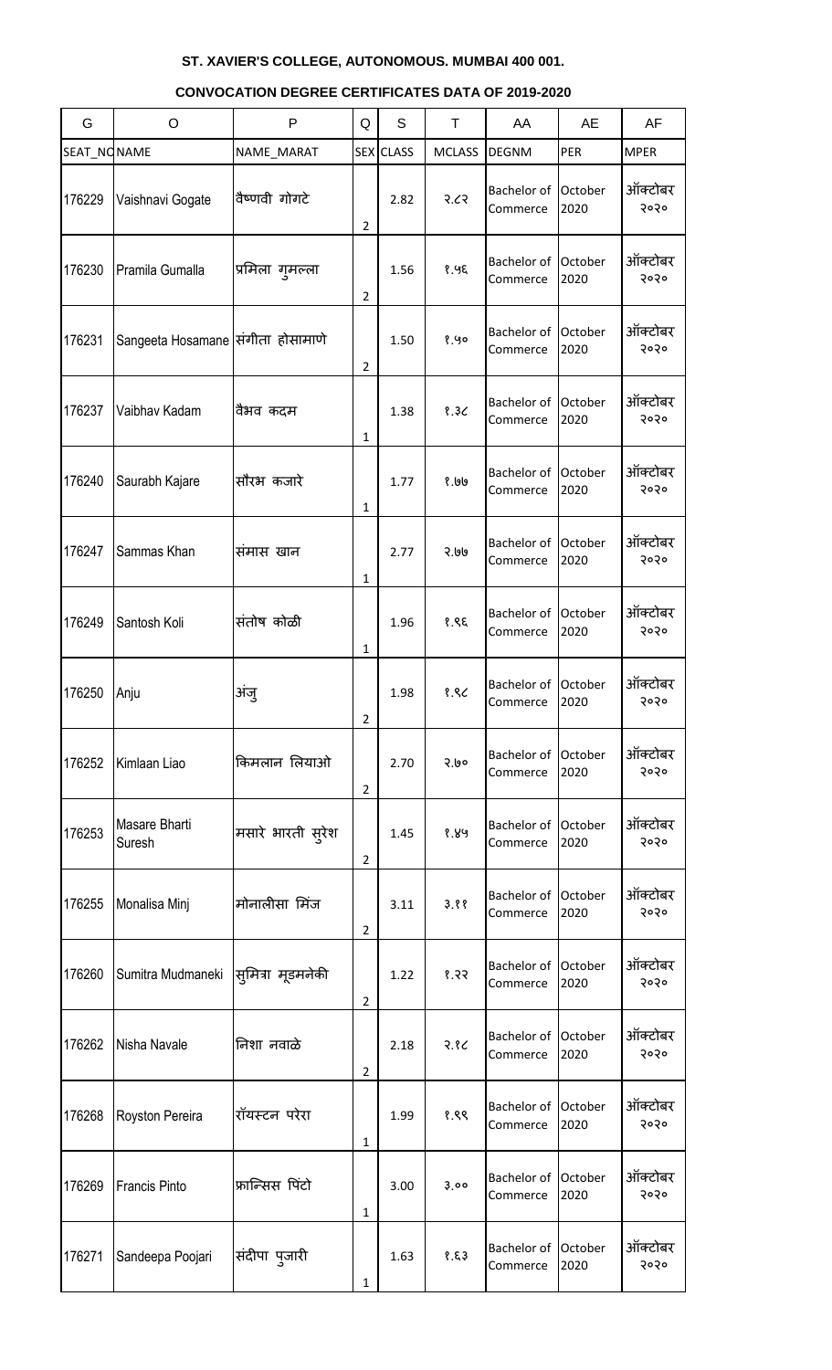**ST. XAVIER'S COLLEGE, AUTONOMOUS. MUMBAI 400 001.**

**CONVOCATION DEGREE CERTIFICATES DATA OF 2019-2020**

| G | O | P | Q | S | T | AA | AE | AF |
|---|---|---|---|---|---|---|---|---|
| SEAT_NO | NAME | NAME_MARAT | SEX | CLASS | MCLASS | DEGNM | PER | MPER |
| 176229 | Vaishnavi Gogate | वैष्णवी गोगटे | 2 | 2.82 | २.८२ | Bachelor of Commerce | October 2020 | ऑक्टोबर २०२० |
| 176230 | Pramila Gumalla | प्रमिला गुमल्ला | 2 | 1.56 | १.५६ | Bachelor of Commerce | October 2020 | ऑक्टोबर २०२० |
| 176231 | Sangeeta Hosamane | संगीता होसामाणे | 2 | 1.50 | १.५० | Bachelor of Commerce | October 2020 | ऑक्टोबर २०२० |
| 176237 | Vaibhav Kadam | वैभव कदम | 1 | 1.38 | १.३८ | Bachelor of Commerce | October 2020 | ऑक्टोबर २०२० |
| 176240 | Saurabh Kajare | सौरभ कजारे | 1 | 1.77 | १.७७ | Bachelor of Commerce | October 2020 | ऑक्टोबर २०२० |
| 176247 | Sammas Khan | संमास खान | 1 | 2.77 | २.७७ | Bachelor of Commerce | October 2020 | ऑक्टोबर २०२० |
| 176249 | Santosh Koli | संतोष कोळी | 1 | 1.96 | १.९६ | Bachelor of Commerce | October 2020 | ऑक्टोबर २०२० |
| 176250 | Anju | अंजु | 2 | 1.98 | १.९८ | Bachelor of Commerce | October 2020 | ऑक्टोबर २०२० |
| 176252 | Kimlaan Liao | किमलान लियाओ | 2 | 2.70 | २.७० | Bachelor of Commerce | October 2020 | ऑक्टोबर २०२० |
| 176253 | Masare Bharti Suresh | मसारे भारती सुरेश | 2 | 1.45 | १.४५ | Bachelor of Commerce | October 2020 | ऑक्टोबर २०२० |
| 176255 | Monalisa Minj | मोनालीसा मिंज | 2 | 3.11 | ३.११ | Bachelor of Commerce | October 2020 | ऑक्टोबर २०२० |
| 176260 | Sumitra Mudmaneki | सुमित्रा मूडमनेकी | 2 | 1.22 | १.२२ | Bachelor of Commerce | October 2020 | ऑक्टोबर २०२० |
| 176262 | Nisha Navale | निशा नवाळे | 2 | 2.18 | २.१८ | Bachelor of Commerce | October 2020 | ऑक्टोबर २०२० |
| 176268 | Royston Pereira | रॉयस्टन परेरा | 1 | 1.99 | १.९९ | Bachelor of Commerce | October 2020 | ऑक्टोबर २०२० |
| 176269 | Francis Pinto | फ्रान्सिस पिंटो | 1 | 3.00 | ३.०० | Bachelor of Commerce | October 2020 | ऑक्टोबर २०२० |
| 176271 | Sandeepa Poojari | संदीपा पुजारी | 1 | 1.63 | १.६३ | Bachelor of Commerce | October 2020 | ऑक्टोबर २०२० |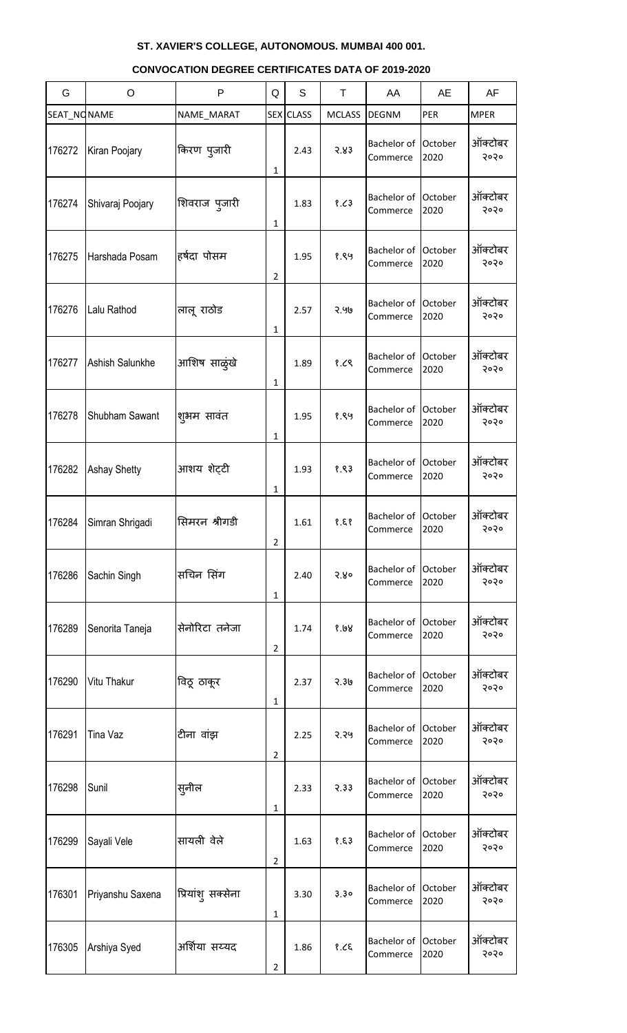**ST. XAVIER'S COLLEGE, AUTONOMOUS. MUMBAI 400 001.**

**CONVOCATION DEGREE CERTIFICATES DATA OF 2019-2020**

| G | O | P | Q | S | T | AA | AE | AF |
|---|---|---|---|---|---|---|---|---|
| SEAT_NO | NAME | NAME_MARAT | SEX | CLASS | MCLASS | DEGNM | PER | MPER |
| 176272 | Kiran Poojary | किरण पुजारी | 1 | 2.43 | २.४३ | Bachelor of Commerce | October 2020 | ऑक्टोबर २०२० |
| 176274 | Shivaraj Poojary | शिवराज पुजारी | 1 | 1.83 | १.८३ | Bachelor of Commerce | October 2020 | ऑक्टोबर २०२० |
| 176275 | Harshada Posam | हर्षदा पोसम | 2 | 1.95 | १.९५ | Bachelor of Commerce | October 2020 | ऑक्टोबर २०२० |
| 176276 | Lalu Rathod | लालू राठोड | 1 | 2.57 | २.५७ | Bachelor of Commerce | October 2020 | ऑक्टोबर २०२० |
| 176277 | Ashish Salunkhe | आशिष साळुंखे | 1 | 1.89 | १.८९ | Bachelor of Commerce | October 2020 | ऑक्टोबर २०२० |
| 176278 | Shubham Sawant | शुभम सावंत | 1 | 1.95 | १.९५ | Bachelor of Commerce | October 2020 | ऑक्टोबर २०२० |
| 176282 | Ashay Shetty | आशय शेट्टी | 1 | 1.93 | १.९३ | Bachelor of Commerce | October 2020 | ऑक्टोबर २०२० |
| 176284 | Simran Shrigadi | सिमरन श्रीगडी | 2 | 1.61 | १.६१ | Bachelor of Commerce | October 2020 | ऑक्टोबर २०२० |
| 176286 | Sachin Singh | सचिन सिंग | 1 | 2.40 | २.४० | Bachelor of Commerce | October 2020 | ऑक्टोबर २०२० |
| 176289 | Senorita Taneja | सेनोरिटा तनेजा | 2 | 1.74 | १.७४ | Bachelor of Commerce | October 2020 | ऑक्टोबर २०२० |
| 176290 | Vitu Thakur | विठू ठाकूर | 1 | 2.37 | २.३७ | Bachelor of Commerce | October 2020 | ऑक्टोबर २०२० |
| 176291 | Tina Vaz | टीना वांझ | 2 | 2.25 | २.२५ | Bachelor of Commerce | October 2020 | ऑक्टोबर २०२० |
| 176298 | Sunil | सुनील | 1 | 2.33 | २.३३ | Bachelor of Commerce | October 2020 | ऑक्टोबर २०२० |
| 176299 | Sayali Vele | सायली वेले | 2 | 1.63 | १.६३ | Bachelor of Commerce | October 2020 | ऑक्टोबर २०२० |
| 176301 | Priyanshu Saxena | प्रियांशु सक्सेना | 1 | 3.30 | ३.३० | Bachelor of Commerce | October 2020 | ऑक्टोबर २०२० |
| 176305 | Arshiya Syed | अर्शिया सय्यद | 2 | 1.86 | १.८६ | Bachelor of Commerce | October 2020 | ऑक्टोबर २०२० |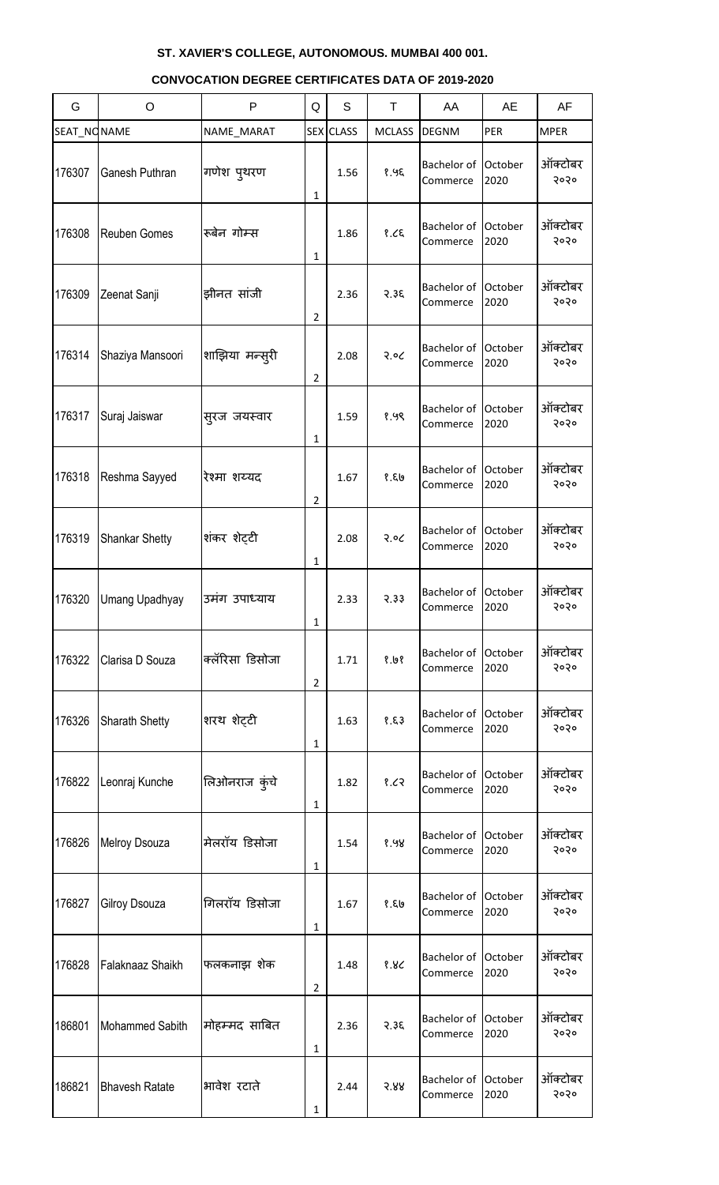**ST. XAVIER'S COLLEGE, AUTONOMOUS. MUMBAI 400 001.**

**CONVOCATION DEGREE CERTIFICATES DATA OF 2019-2020**

| G | O | P | Q | S | T | AA | AE | AF |
|---|---|---|---|---|---|---|---|---|
| SEAT_NO | NAME | NAME_MARAT | SEX | CLASS | MCLASS | DEGNM | PER | MPER |
| 176307 | Ganesh Puthran | गणेश पुथरण | 1 | 1.56 | १.५६ | Bachelor of Commerce | October 2020 | ऑक्टोबर २०२० |
| 176308 | Reuben Gomes | रूबेन गोम्स | 1 | 1.86 | १.८६ | Bachelor of Commerce | October 2020 | ऑक्टोबर २०२० |
| 176309 | Zeenat Sanji | झीनत सांजी | 2 | 2.36 | २.३६ | Bachelor of Commerce | October 2020 | ऑक्टोबर २०२० |
| 176314 | Shaziya Mansoori | शाझिया मन्सुरी | 2 | 2.08 | २.०८ | Bachelor of Commerce | October 2020 | ऑक्टोबर २०२० |
| 176317 | Suraj Jaiswar | सुरज जयस्वार | 1 | 1.59 | १.५९ | Bachelor of Commerce | October 2020 | ऑक्टोबर २०२० |
| 176318 | Reshma Sayyed | रेश्मा शय्यद | 2 | 1.67 | १.६७ | Bachelor of Commerce | October 2020 | ऑक्टोबर २०२० |
| 176319 | Shankar Shetty | शंकर शेट्टी | 1 | 2.08 | २.०८ | Bachelor of Commerce | October 2020 | ऑक्टोबर २०२० |
| 176320 | Umang Upadhyay | उमंग उपाध्याय | 1 | 2.33 | २.३३ | Bachelor of Commerce | October 2020 | ऑक्टोबर २०२० |
| 176322 | Clarisa D Souza | क्लॅरिसा डिसोजा | 2 | 1.71 | १.७१ | Bachelor of Commerce | October 2020 | ऑक्टोबर २०२० |
| 176326 | Sharath Shetty | शरथ शेट्टी | 1 | 1.63 | १.६३ | Bachelor of Commerce | October 2020 | ऑक्टोबर २०२० |
| 176822 | Leonraj Kunche | लिओनराज कुंचे | 1 | 1.82 | १.८२ | Bachelor of Commerce | October 2020 | ऑक्टोबर २०२० |
| 176826 | Melroy Dsouza | मेलरॉय डिसोजा | 1 | 1.54 | १.५४ | Bachelor of Commerce | October 2020 | ऑक्टोबर २०२० |
| 176827 | Gilroy Dsouza | गिलरॉय डिसोजा | 1 | 1.67 | १.६७ | Bachelor of Commerce | October 2020 | ऑक्टोबर २०२० |
| 176828 | Falaknaaz Shaikh | फलकनाझ शेक | 2 | 1.48 | १.४८ | Bachelor of Commerce | October 2020 | ऑक्टोबर २०२० |
| 186801 | Mohammed Sabith | मोहम्मद साबित | 1 | 2.36 | २.३६ | Bachelor of Commerce | October 2020 | ऑक्टोबर २०२० |
| 186821 | Bhavesh Ratate | भावेश रटाते | 1 | 2.44 | २.४४ | Bachelor of Commerce | October 2020 | ऑक्टोबर २०२० |